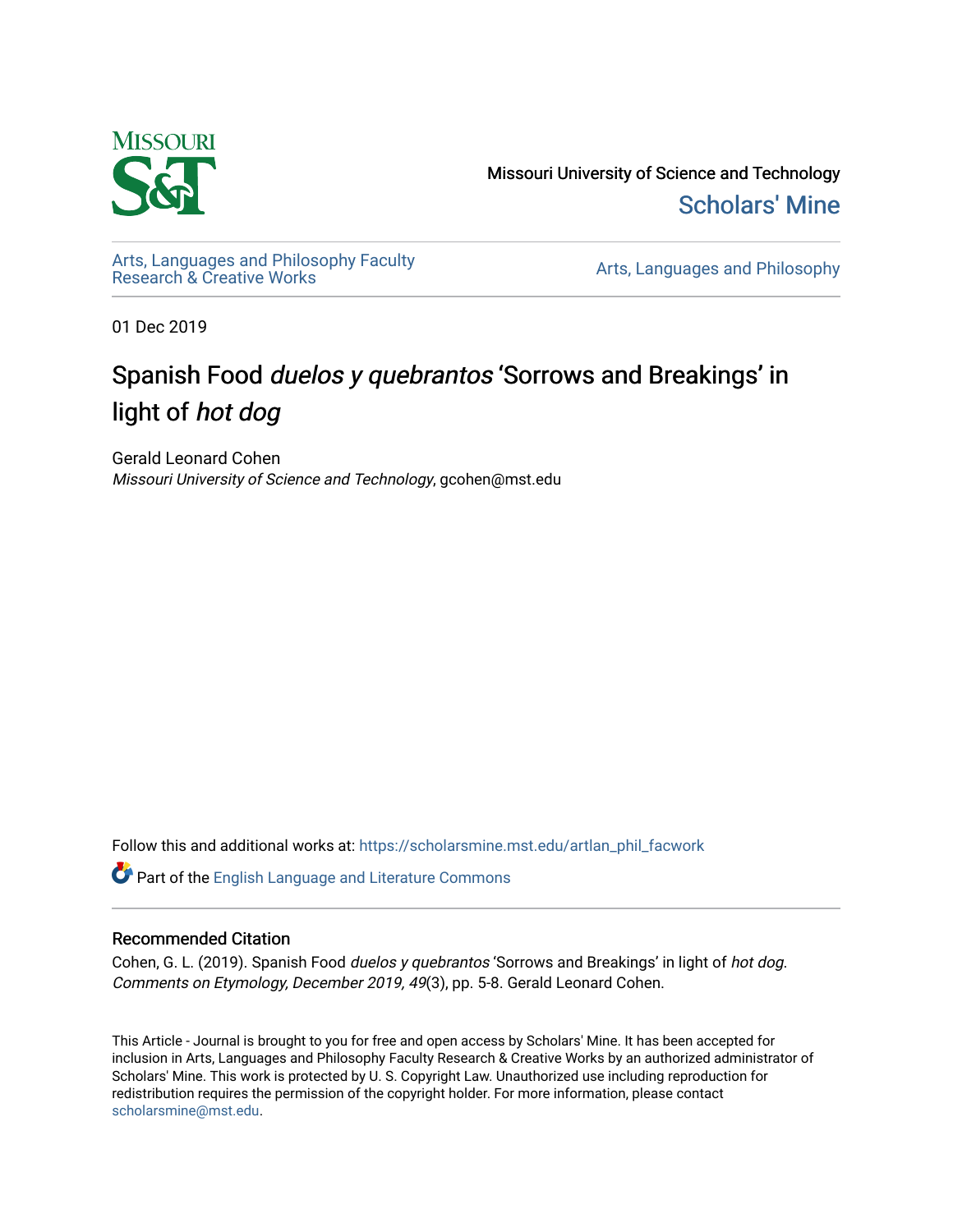Missouri University of Science and Technology

Scholars' Mine

Arts, Languages and Philosophy Faculty Research & Creative Works

Arts, Languages and Philosophy

01 Dec 2019

# Spanish Food *duelos y quebrantos* 'Sorrows and Breakings' in light of *hot dog*

Gerald Leonard Cohen

*Missouri University of Science and Technology*, gcohen@mst.edu

Follow this and additional works at: https://scholarsmine.mst.edu/artlan_phil_facwork

Part of the English Language and Literature Commons

## Recommended Citation

Cohen, G. L. (2019). Spanish Food *duelos y quebrantos* 'Sorrows and Breakings' in light of *hot dog*. *Comments on Etymology, December 2019, 49*(3), pp. 5-8. Gerald Leonard Cohen.

This Article - Journal is brought to you for free and open access by Scholars' Mine. It has been accepted for inclusion in Arts, Languages and Philosophy Faculty Research & Creative Works by an authorized administrator of Scholars' Mine. This work is protected by U. S. Copyright Law. Unauthorized use including reproduction for redistribution requires the permission of the copyright holder. For more information, please contact scholarsmine@mst.edu.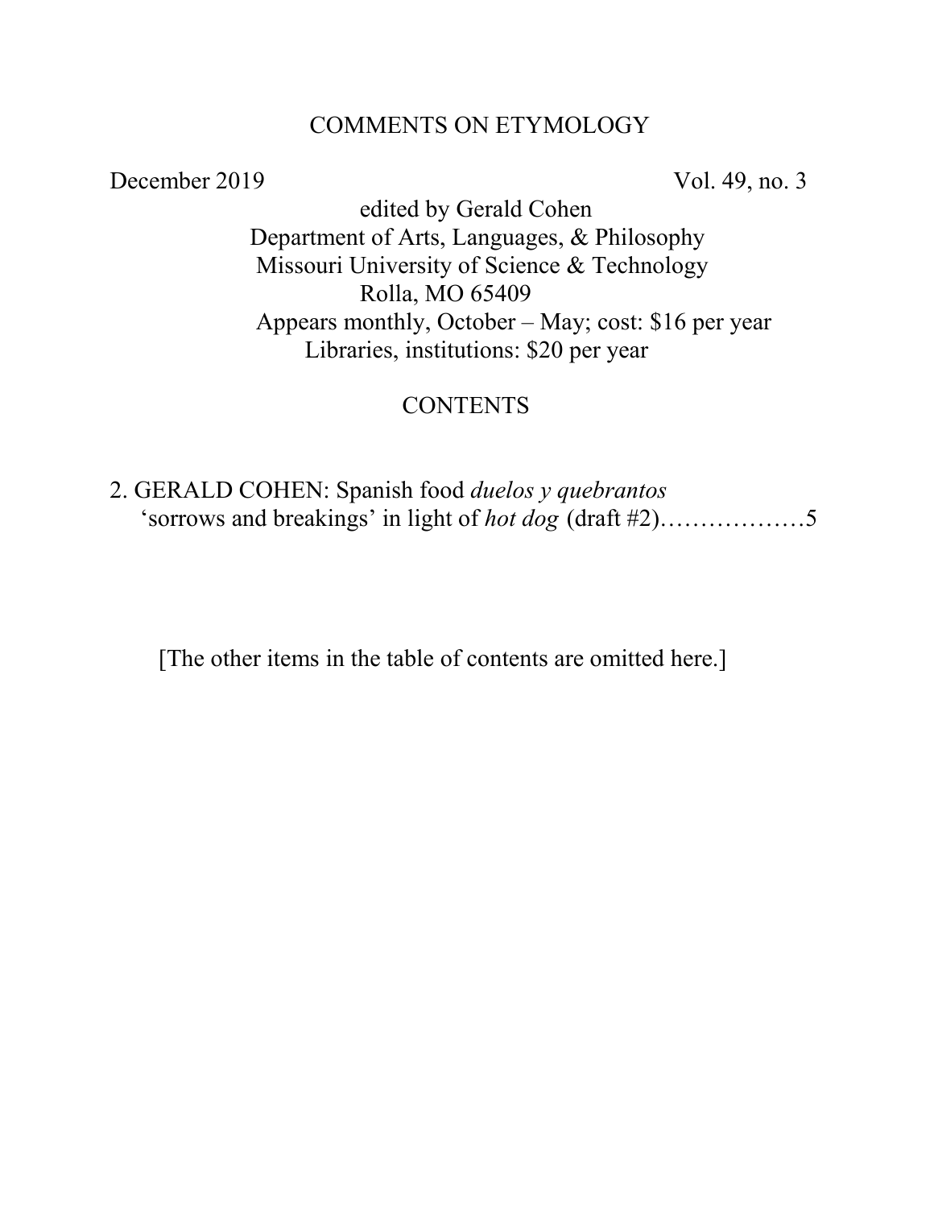# COMMENTS ON ETYMOLOGY

December 2019 Vol. 49, no. 3

edited by Gerald Cohen
Department of Arts, Languages, & Philosophy
Missouri University of Science & Technology
Rolla, MO 65409
Appears monthly, October – May; cost: $16 per year
Libraries, institutions: $20 per year

## CONTENTS

2. GERALD COHEN: Spanish food *duelos y quebrantos* ‘sorrows and breakings’ in light of *hot dog* (draft #2)………………5

[The other items in the table of contents are omitted here.]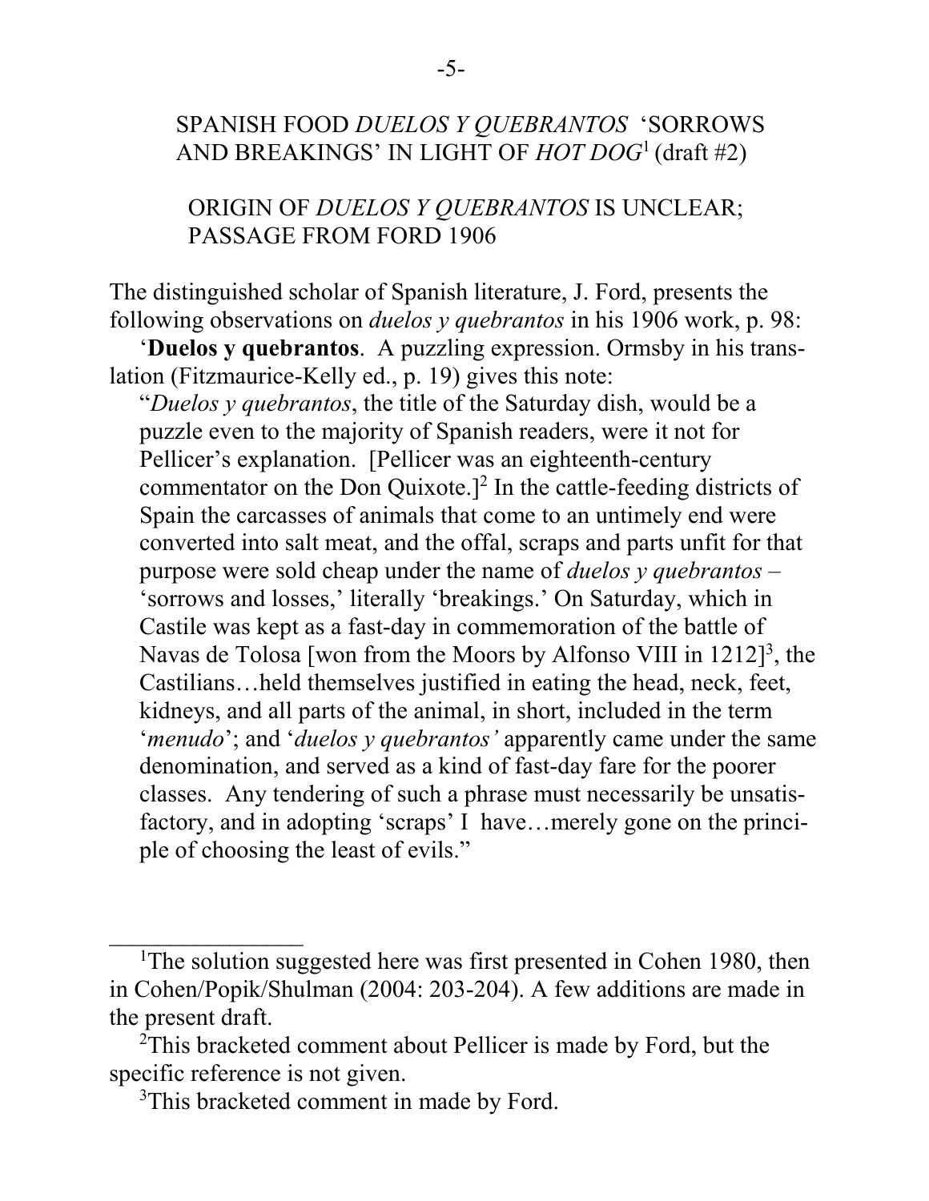# SPANISH FOOD *DUELOS Y QUEBRANTOS* 'SORROWS AND BREAKINGS' IN LIGHT OF *HOT DOG*[1] (draft #2)

## ORIGIN OF *DUELOS Y QUEBRANTOS* IS UNCLEAR; PASSAGE FROM FORD 1906

The distinguished scholar of Spanish literature, J. Ford, presents the following observations on *duelos y quebrantos* in his 1906 work, p. 98:

'**Duelos y quebrantos**. A puzzling expression. Ormsby in his translation (Fitzmaurice-Kelly ed., p. 19) gives this note:

> "*Duelos y quebrantos*, the title of the Saturday dish, would be a puzzle even to the majority of Spanish readers, were it not for Pellicer's explanation. [Pellicer was an eighteenth-century commentator on the Don Quixote.][2] In the cattle-feeding districts of Spain the carcasses of animals that come to an untimely end were converted into salt meat, and the offal, scraps and parts unfit for that purpose were sold cheap under the name of *duelos y quebrantos* – 'sorrows and losses,' literally 'breakings.' On Saturday, which in Castile was kept as a fast-day in commemoration of the battle of Navas de Tolosa [won from the Moors by Alfonso VIII in 1212][3], the Castilians…held themselves justified in eating the head, neck, feet, kidneys, and all parts of the animal, in short, included in the term '*menudo*'; and '*duelos y quebrantos'* apparently came under the same denomination, and served as a kind of fast-day fare for the poorer classes. Any tendering of such a phrase must necessarily be unsatisfactory, and in adopting 'scraps' I have…merely gone on the principle of choosing the least of evils."

---

[1] The solution suggested here was first presented in Cohen 1980, then in Cohen/Popik/Shulman (2004: 203-204). A few additions are made in the present draft.

[2] This bracketed comment about Pellicer is made by Ford, but the specific reference is not given.

[3] This bracketed comment in made by Ford.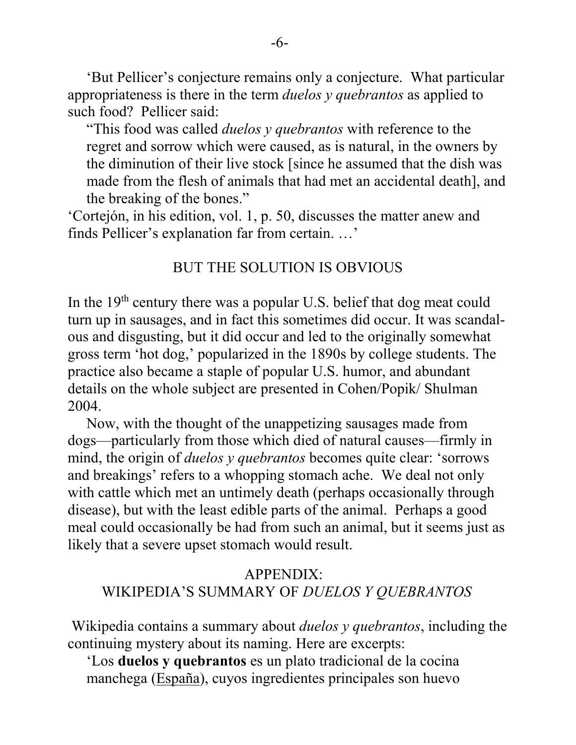'But Pellicer's conjecture remains only a conjecture. What particular appropriateness is there in the term *duelos y quebrantos* as applied to such food? Pellicer said:

> "This food was called *duelos y quebrantos* with reference to the regret and sorrow which were caused, as is natural, in the owners by the diminution of their live stock [since he assumed that the dish was made from the flesh of animals that had met an accidental death], and the breaking of the bones."

'Cortejón, in his edition, vol. 1, p. 50, discusses the matter anew and finds Pellicer's explanation far from certain. …'

## BUT THE SOLUTION IS OBVIOUS

In the 19th century there was a popular U.S. belief that dog meat could turn up in sausages, and in fact this sometimes did occur. It was scandalous and disgusting, but it did occur and led to the originally somewhat gross term 'hot dog,' popularized in the 1890s by college students. The practice also became a staple of popular U.S. humor, and abundant details on the whole subject are presented in Cohen/Popik/ Shulman 2004.

Now, with the thought of the unappetizing sausages made from dogs—particularly from those which died of natural causes—firmly in mind, the origin of *duelos y quebrantos* becomes quite clear: 'sorrows and breakings' refers to a whopping stomach ache. We deal not only with cattle which met an untimely death (perhaps occasionally through disease), but with the least edible parts of the animal. Perhaps a good meal could occasionally be had from such an animal, but it seems just as likely that a severe upset stomach would result.

## APPENDIX: WIKIPEDIA'S SUMMARY OF *DUELOS Y QUEBRANTOS*

Wikipedia contains a summary about *duelos y quebrantos*, including the continuing mystery about its naming. Here are excerpts:

> 'Los **duelos y quebrantos** es un plato tradicional de la cocina manchega (España), cuyos ingredientes principales son huevo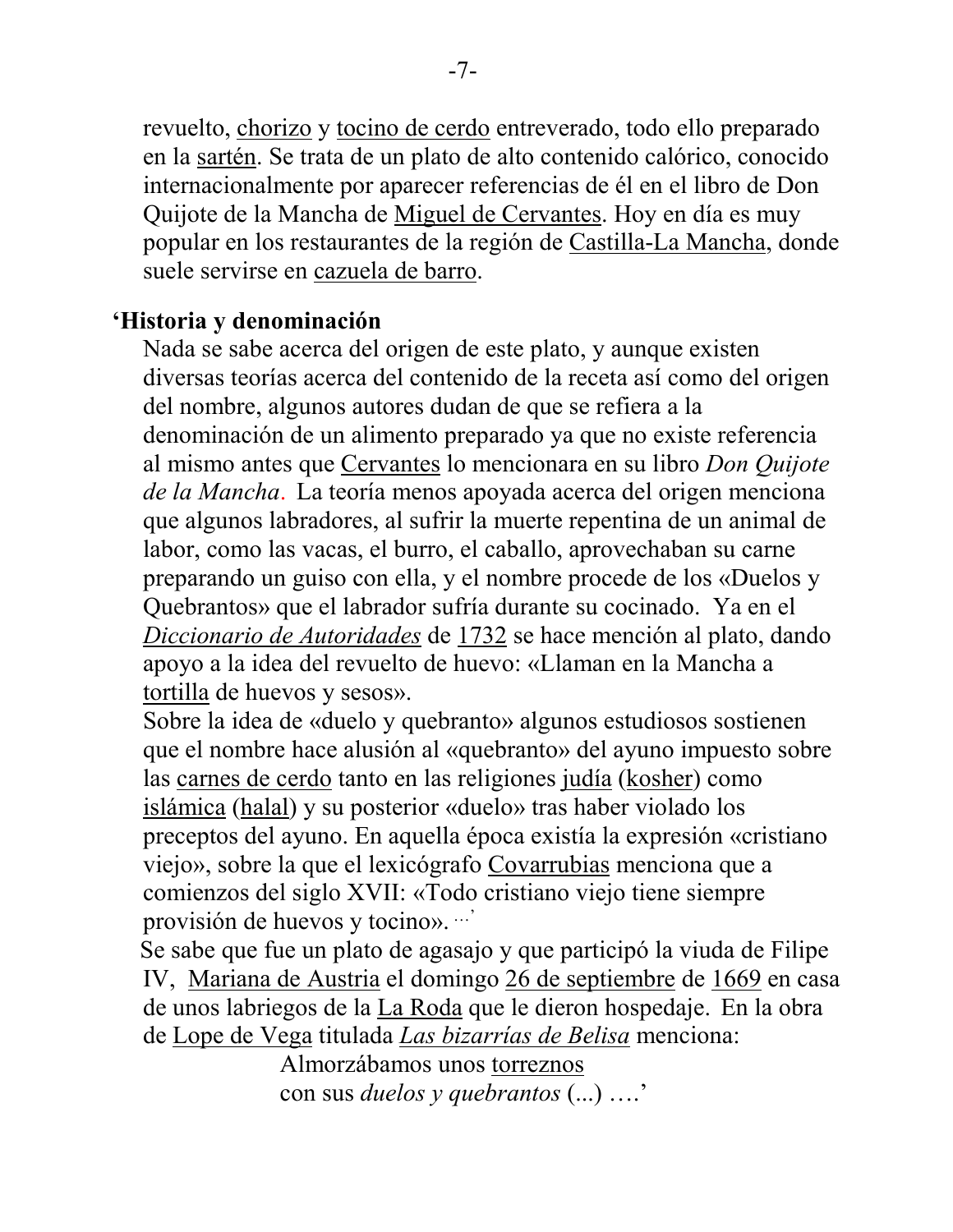revuelto, chorizo y tocino de cerdo entreverado, todo ello preparado en la sartén. Se trata de un plato de alto contenido calórico, conocido internacionalmente por aparecer referencias de él en el libro de Don Quijote de la Mancha de Miguel de Cervantes. Hoy en día es muy popular en los restaurantes de la región de Castilla-La Mancha, donde suele servirse en cazuela de barro.

**‘Historia y denominación**

Nada se sabe acerca del origen de este plato, y aunque existen diversas teorías acerca del contenido de la receta así como del origen del nombre, algunos autores dudan de que se refiera a la denominación de un alimento preparado ya que no existe referencia al mismo antes que Cervantes lo mencionara en su libro *Don Quijote de la Mancha*. La teoría menos apoyada acerca del origen menciona que algunos labradores, al sufrir la muerte repentina de un animal de labor, como las vacas, el burro, el caballo, aprovechaban su carne preparando un guiso con ella, y el nombre procede de los «Duelos y Quebrantos» que el labrador sufría durante su cocinado. Ya en el *Diccionario de Autoridades* de 1732 se hace mención al plato, dando apoyo a la idea del revuelto de huevo: «Llaman en la Mancha a tortilla de huevos y sesos».

Sobre la idea de «duelo y quebranto» algunos estudiosos sostienen que el nombre hace alusión al «quebranto» del ayuno impuesto sobre las carnes de cerdo tanto en las religiones judía (kosher) como islámica (halal) y su posterior «duelo» tras haber violado los preceptos del ayuno. En aquella época existía la expresión «cristiano viejo», sobre la que el lexicógrafo Covarrubias menciona que a comienzos del siglo XVII: «Todo cristiano viejo tiene siempre provisión de huevos y tocino». ...’

Se sabe que fue un plato de agasajo y que participó la viuda de Filipe IV, Mariana de Austria el domingo 26 de septiembre de 1669 en casa de unos labriegos de la La Roda que le dieron hospedaje. En la obra de Lope de Vega titulada *Las bizarrías de Belisa* menciona:

> Almorzábamos unos torreznos
> con sus *duelos y quebrantos* (...) ….’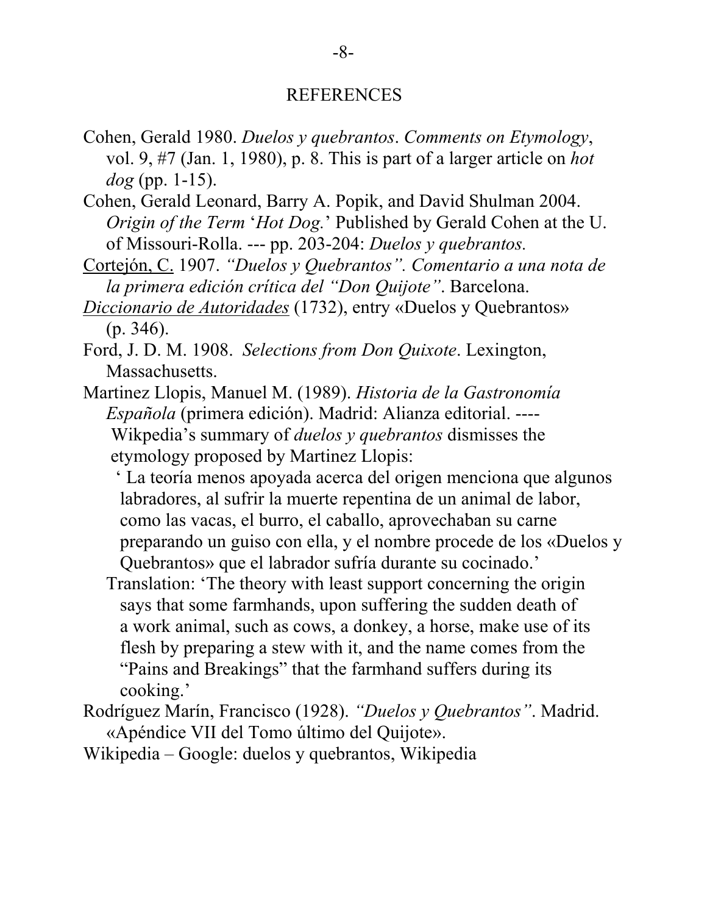## REFERENCES

Cohen, Gerald 1980. *Duelos y quebrantos*. *Comments on Etymology*, vol. 9, #7 (Jan. 1, 1980), p. 8. This is part of a larger article on *hot dog* (pp. 1-15).

Cohen, Gerald Leonard, Barry A. Popik, and David Shulman 2004. *Origin of the Term* '*Hot Dog.*' Published by Gerald Cohen at the U. of Missouri-Rolla. --- pp. 203-204: *Duelos y quebrantos.*

<u>Cortejón, C.</u> 1907. *"Duelos y Quebrantos". Comentario a una nota de la primera edición crítica del "Don Quijote"*. Barcelona.

<u>*Diccionario de Autoridades*</u> (1732), entry «Duelos y Quebrantos» (p. 346).

Ford, J. D. M. 1908. *Selections from Don Quixote*. Lexington, Massachusetts.

Martinez Llopis, Manuel M. (1989). *Historia de la Gastronomía Española* (primera edición). Madrid: Alianza editorial. ---- Wikpedia's summary of *duelos y quebrantos* dismisses the etymology proposed by Martinez Llopis:

> ' La teoría menos apoyada acerca del origen menciona que algunos labradores, al sufrir la muerte repentina de un animal de labor, como las vacas, el burro, el caballo, aprovechaban su carne preparando un guiso con ella, y el nombre procede de los «Duelos y Quebrantos» que el labrador sufría durante su cocinado.'

> Translation: 'The theory with least support concerning the origin says that some farmhands, upon suffering the sudden death of a work animal, such as cows, a donkey, a horse, make use of its flesh by preparing a stew with it, and the name comes from the "Pains and Breakings" that the farmhand suffers during its cooking.'

Rodríguez Marín, Francisco (1928). *"Duelos y Quebrantos"*. Madrid. «Apéndice VII del Tomo último del Quijote».

Wikipedia – Google: duelos y quebrantos, Wikipedia